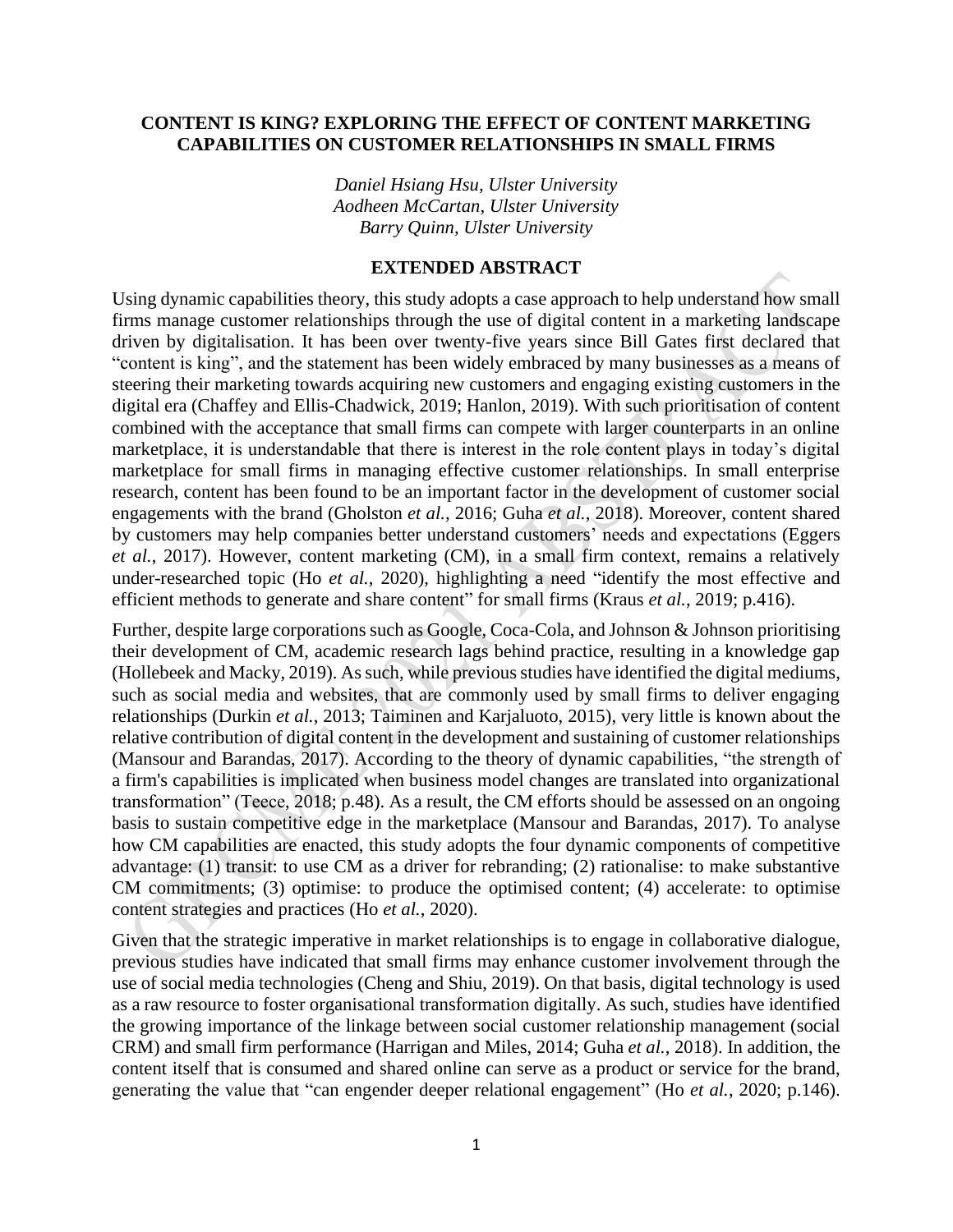# CONTENT IS KING? EXPLORING THE EFFECT OF CONTENT MARKETING CAPABILITIES ON CUSTOMER RELATIONSHIPS IN SMALL FIRMS

*Daniel Hsiang Hsu, Ulster University*
*Aodheen McCartan, Ulster University*
*Barry Quinn, Ulster University*

## EXTENDED ABSTRACT

Using dynamic capabilities theory, this study adopts a case approach to help understand how small firms manage customer relationships through the use of digital content in a marketing landscape driven by digitalisation. It has been over twenty-five years since Bill Gates first declared that "content is king", and the statement has been widely embraced by many businesses as a means of steering their marketing towards acquiring new customers and engaging existing customers in the digital era (Chaffey and Ellis-Chadwick, 2019; Hanlon, 2019). With such prioritisation of content combined with the acceptance that small firms can compete with larger counterparts in an online marketplace, it is understandable that there is interest in the role content plays in today's digital marketplace for small firms in managing effective customer relationships. In small enterprise research, content has been found to be an important factor in the development of customer social engagements with the brand (Gholston *et al.*, 2016; Guha *et al.*, 2018). Moreover, content shared by customers may help companies better understand customers' needs and expectations (Eggers *et al.*, 2017). However, content marketing (CM), in a small firm context, remains a relatively under-researched topic (Ho *et al.*, 2020), highlighting a need "identify the most effective and efficient methods to generate and share content" for small firms (Kraus *et al.*, 2019; p.416).

Further, despite large corporations such as Google, Coca-Cola, and Johnson & Johnson prioritising their development of CM, academic research lags behind practice, resulting in a knowledge gap (Hollebeek and Macky, 2019). As such, while previous studies have identified the digital mediums, such as social media and websites, that are commonly used by small firms to deliver engaging relationships (Durkin *et al.*, 2013; Taiminen and Karjaluoto, 2015), very little is known about the relative contribution of digital content in the development and sustaining of customer relationships (Mansour and Barandas, 2017). According to the theory of dynamic capabilities, "the strength of a firm's capabilities is implicated when business model changes are translated into organizational transformation" (Teece, 2018; p.48). As a result, the CM efforts should be assessed on an ongoing basis to sustain competitive edge in the marketplace (Mansour and Barandas, 2017). To analyse how CM capabilities are enacted, this study adopts the four dynamic components of competitive advantage: (1) transit: to use CM as a driver for rebranding; (2) rationalise: to make substantive CM commitments; (3) optimise: to produce the optimised content; (4) accelerate: to optimise content strategies and practices (Ho *et al.*, 2020).

Given that the strategic imperative in market relationships is to engage in collaborative dialogue, previous studies have indicated that small firms may enhance customer involvement through the use of social media technologies (Cheng and Shiu, 2019). On that basis, digital technology is used as a raw resource to foster organisational transformation digitally. As such, studies have identified the growing importance of the linkage between social customer relationship management (social CRM) and small firm performance (Harrigan and Miles, 2014; Guha *et al.*, 2018). In addition, the content itself that is consumed and shared online can serve as a product or service for the brand, generating the value that "can engender deeper relational engagement" (Ho *et al.*, 2020; p.146).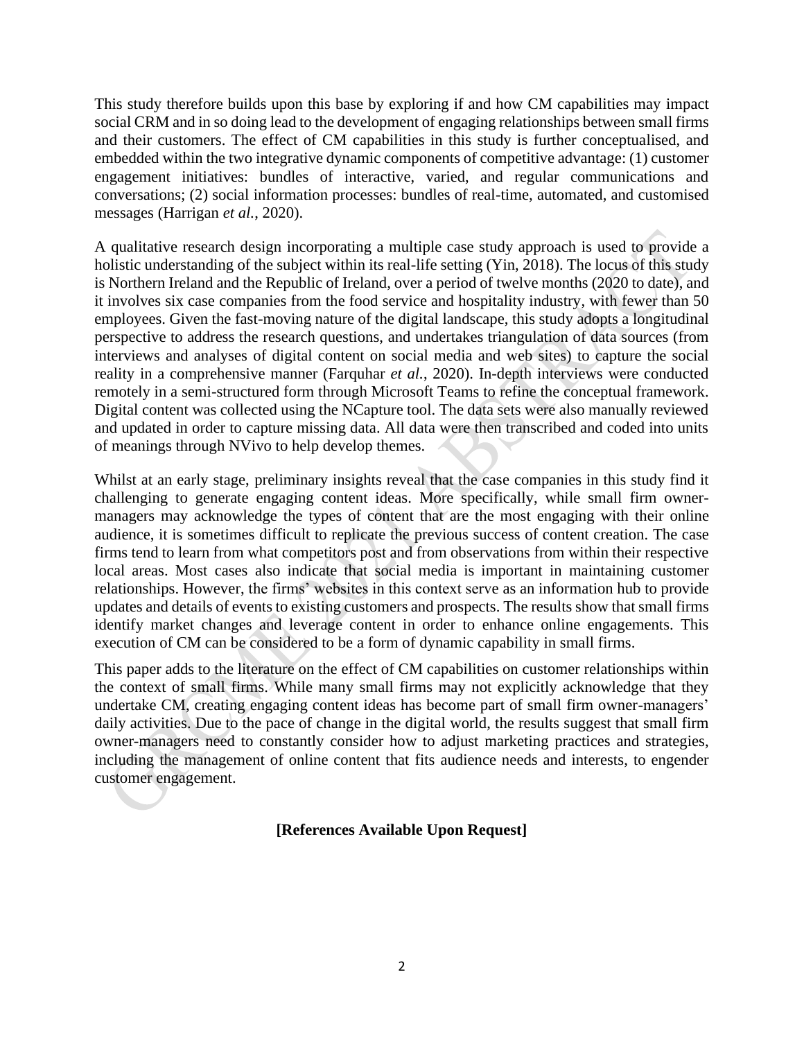This study therefore builds upon this base by exploring if and how CM capabilities may impact social CRM and in so doing lead to the development of engaging relationships between small firms and their customers. The effect of CM capabilities in this study is further conceptualised, and embedded within the two integrative dynamic components of competitive advantage: (1) customer engagement initiatives: bundles of interactive, varied, and regular communications and conversations; (2) social information processes: bundles of real-time, automated, and customised messages (Harrigan *et al.*, 2020).

A qualitative research design incorporating a multiple case study approach is used to provide a holistic understanding of the subject within its real-life setting (Yin, 2018). The locus of this study is Northern Ireland and the Republic of Ireland, over a period of twelve months (2020 to date), and it involves six case companies from the food service and hospitality industry, with fewer than 50 employees. Given the fast-moving nature of the digital landscape, this study adopts a longitudinal perspective to address the research questions, and undertakes triangulation of data sources (from interviews and analyses of digital content on social media and web sites) to capture the social reality in a comprehensive manner (Farquhar *et al.*, 2020). In-depth interviews were conducted remotely in a semi-structured form through Microsoft Teams to refine the conceptual framework. Digital content was collected using the NCapture tool. The data sets were also manually reviewed and updated in order to capture missing data. All data were then transcribed and coded into units of meanings through NVivo to help develop themes.

Whilst at an early stage, preliminary insights reveal that the case companies in this study find it challenging to generate engaging content ideas. More specifically, while small firm owner-managers may acknowledge the types of content that are the most engaging with their online audience, it is sometimes difficult to replicate the previous success of content creation. The case firms tend to learn from what competitors post and from observations from within their respective local areas. Most cases also indicate that social media is important in maintaining customer relationships. However, the firms' websites in this context serve as an information hub to provide updates and details of events to existing customers and prospects. The results show that small firms identify market changes and leverage content in order to enhance online engagements. This execution of CM can be considered to be a form of dynamic capability in small firms.

This paper adds to the literature on the effect of CM capabilities on customer relationships within the context of small firms. While many small firms may not explicitly acknowledge that they undertake CM, creating engaging content ideas has become part of small firm owner-managers' daily activities. Due to the pace of change in the digital world, the results suggest that small firm owner-managers need to constantly consider how to adjust marketing practices and strategies, including the management of online content that fits audience needs and interests, to engender customer engagement.

**[References Available Upon Request]**